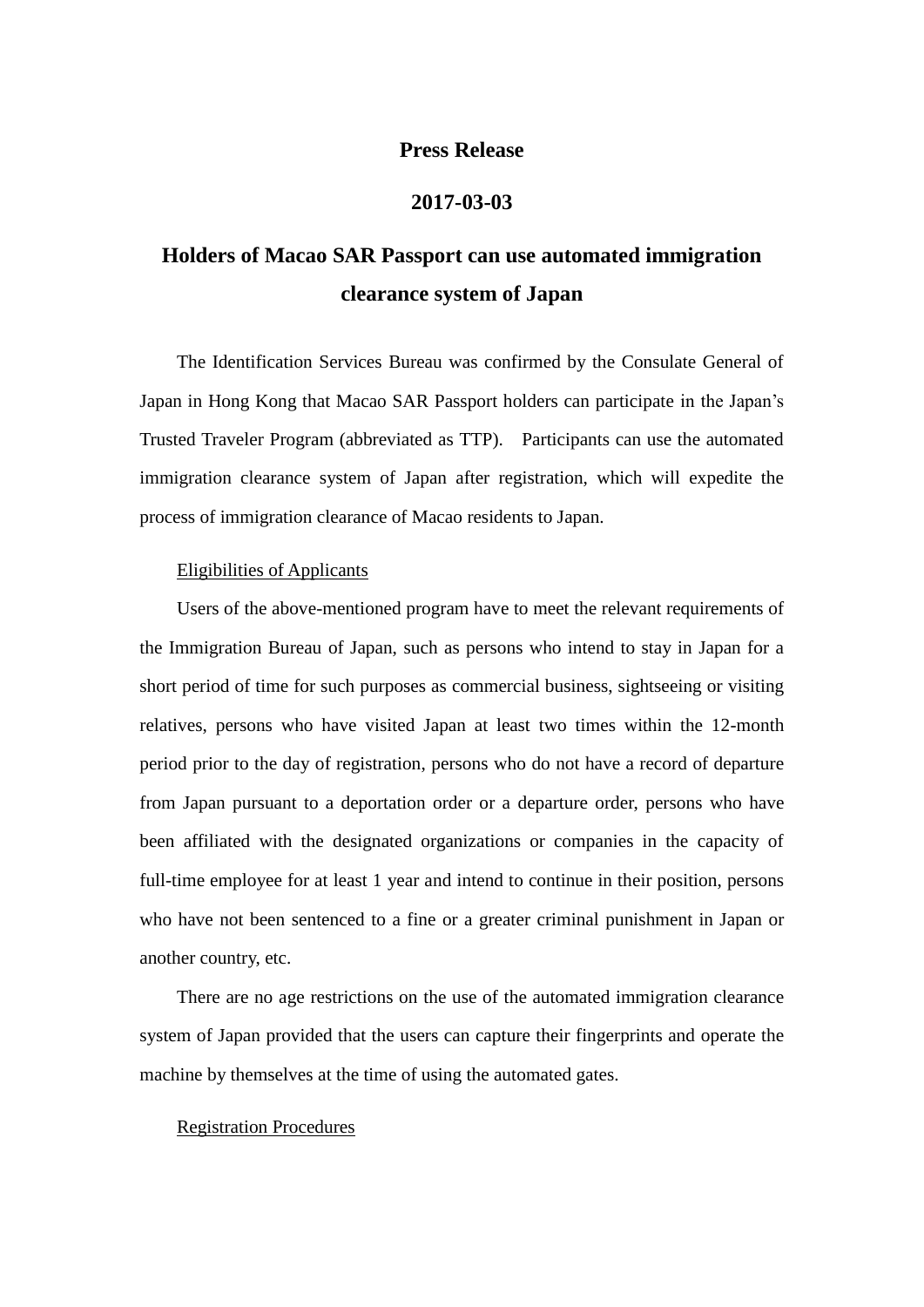**Press Release**

**2017-03-03**

# Holders of Macao SAR Passport can use automated immigration clearance system of Japan

The Identification Services Bureau was confirmed by the Consulate General of Japan in Hong Kong that Macao SAR Passport holders can participate in the Japan's Trusted Traveler Program (abbreviated as TTP). Participants can use the automated immigration clearance system of Japan after registration, which will expedite the process of immigration clearance of Macao residents to Japan.

<u>Eligibilities of Applicants</u>

Users of the above-mentioned program have to meet the relevant requirements of the Immigration Bureau of Japan, such as persons who intend to stay in Japan for a short period of time for such purposes as commercial business, sightseeing or visiting relatives, persons who have visited Japan at least two times within the 12-month period prior to the day of registration, persons who do not have a record of departure from Japan pursuant to a deportation order or a departure order, persons who have been affiliated with the designated organizations or companies in the capacity of full-time employee for at least 1 year and intend to continue in their position, persons who have not been sentenced to a fine or a greater criminal punishment in Japan or another country, etc.

There are no age restrictions on the use of the automated immigration clearance system of Japan provided that the users can capture their fingerprints and operate the machine by themselves at the time of using the automated gates.

<u>Registration Procedures</u>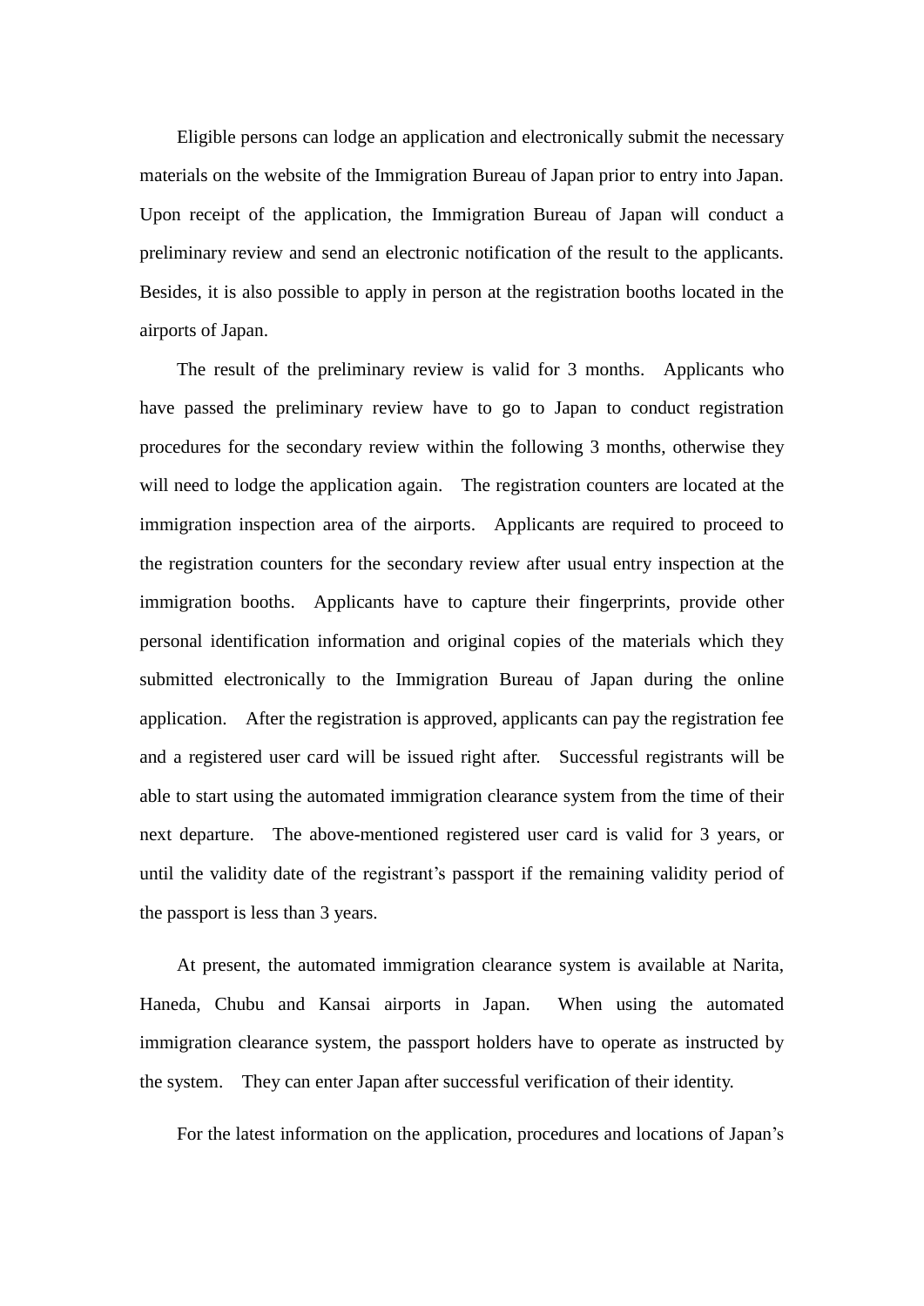Eligible persons can lodge an application and electronically submit the necessary materials on the website of the Immigration Bureau of Japan prior to entry into Japan. Upon receipt of the application, the Immigration Bureau of Japan will conduct a preliminary review and send an electronic notification of the result to the applicants. Besides, it is also possible to apply in person at the registration booths located in the airports of Japan.

The result of the preliminary review is valid for 3 months. Applicants who have passed the preliminary review have to go to Japan to conduct registration procedures for the secondary review within the following 3 months, otherwise they will need to lodge the application again. The registration counters are located at the immigration inspection area of the airports. Applicants are required to proceed to the registration counters for the secondary review after usual entry inspection at the immigration booths. Applicants have to capture their fingerprints, provide other personal identification information and original copies of the materials which they submitted electronically to the Immigration Bureau of Japan during the online application. After the registration is approved, applicants can pay the registration fee and a registered user card will be issued right after. Successful registrants will be able to start using the automated immigration clearance system from the time of their next departure. The above-mentioned registered user card is valid for 3 years, or until the validity date of the registrant's passport if the remaining validity period of the passport is less than 3 years.

At present, the automated immigration clearance system is available at Narita, Haneda, Chubu and Kansai airports in Japan. When using the automated immigration clearance system, the passport holders have to operate as instructed by the system. They can enter Japan after successful verification of their identity.

For the latest information on the application, procedures and locations of Japan's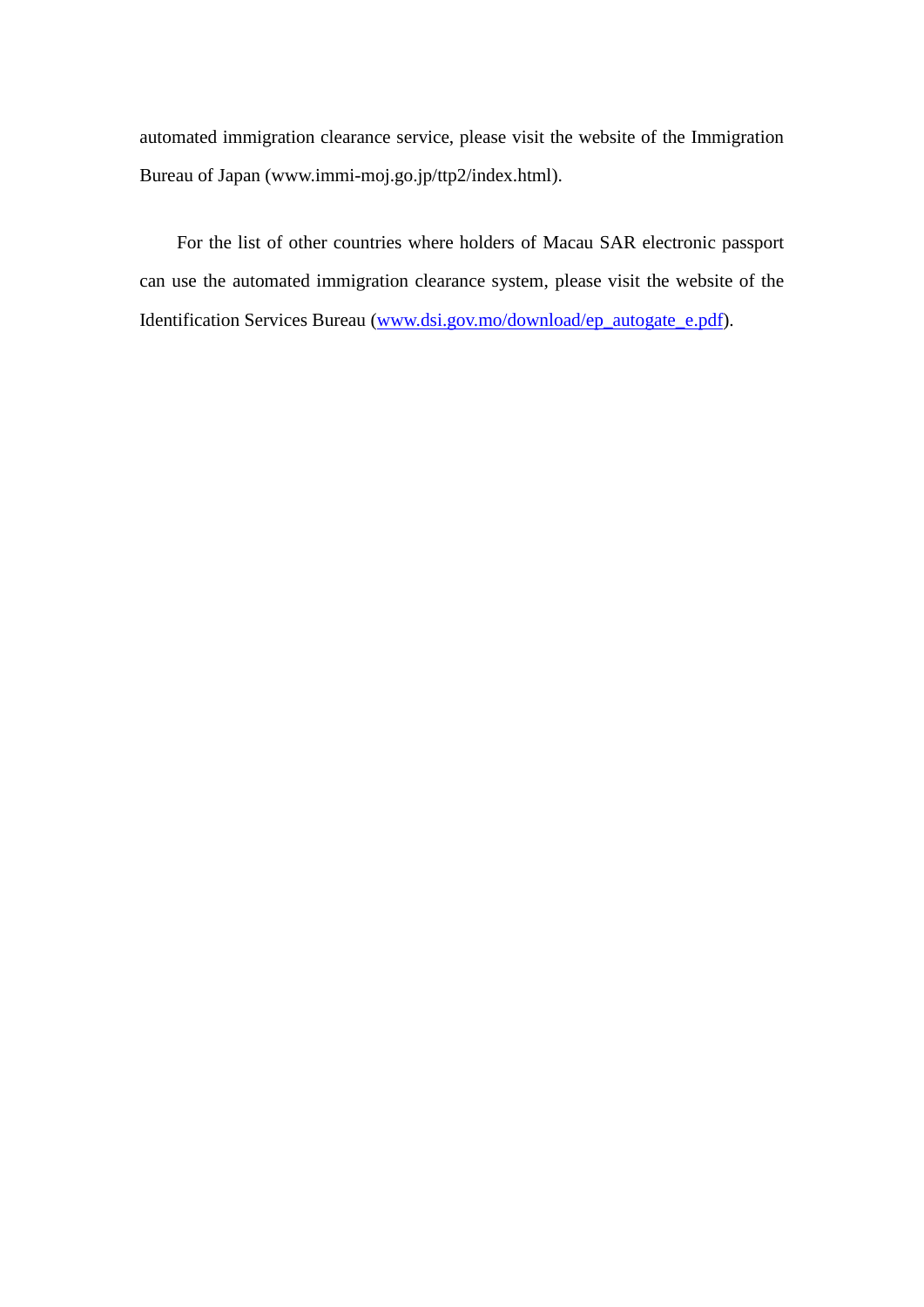automated immigration clearance service, please visit the website of the Immigration Bureau of Japan (www.immi-moj.go.jp/ttp2/index.html).

For the list of other countries where holders of Macau SAR electronic passport can use the automated immigration clearance system, please visit the website of the Identification Services Bureau (www.dsi.gov.mo/download/ep_autogate_e.pdf).